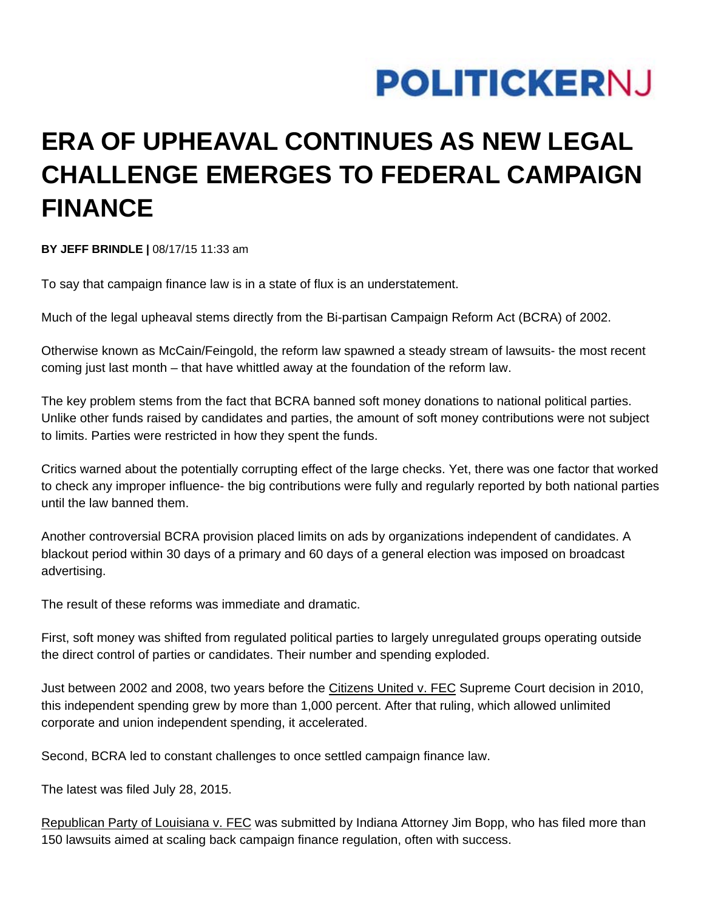POLITICKERNJ

# ERA OF UPHEAVAL CONTINUES AS NEW LEGAL CHALLENGE EMERGES TO FEDERAL CAMPAIGN FINANCE

**BY JEFF BRINDLE |** 08/17/15 11:33 am

To say that campaign finance law is in a state of flux is an understatement.

Much of the legal upheaval stems directly from the Bi-partisan Campaign Reform Act (BCRA) of 2002.

Otherwise known as McCain/Feingold, the reform law spawned a steady stream of lawsuits- the most recent coming just last month – that have whittled away at the foundation of the reform law.

The key problem stems from the fact that BCRA banned soft money donations to national political parties. Unlike other funds raised by candidates and parties, the amount of soft money contributions were not subject to limits. Parties were restricted in how they spent the funds.

Critics warned about the potentially corrupting effect of the large checks. Yet, there was one factor that worked to check any improper influence- the big contributions were fully and regularly reported by both national parties until the law banned them.

Another controversial BCRA provision placed limits on ads by organizations independent of candidates. A blackout period within 30 days of a primary and 60 days of a general election was imposed on broadcast advertising.

The result of these reforms was immediate and dramatic.

First, soft money was shifted from regulated political parties to largely unregulated groups operating outside the direct control of parties or candidates. Their number and spending exploded.

Just between 2002 and 2008, two years before the Citizens United v. FEC Supreme Court decision in 2010, this independent spending grew by more than 1,000 percent. After that ruling, which allowed unlimited corporate and union independent spending, it accelerated.

Second, BCRA led to constant challenges to once settled campaign finance law.

The latest was filed July 28, 2015.

Republican Party of Louisiana v. FEC was submitted by Indiana Attorney Jim Bopp, who has filed more than 150 lawsuits aimed at scaling back campaign finance regulation, often with success.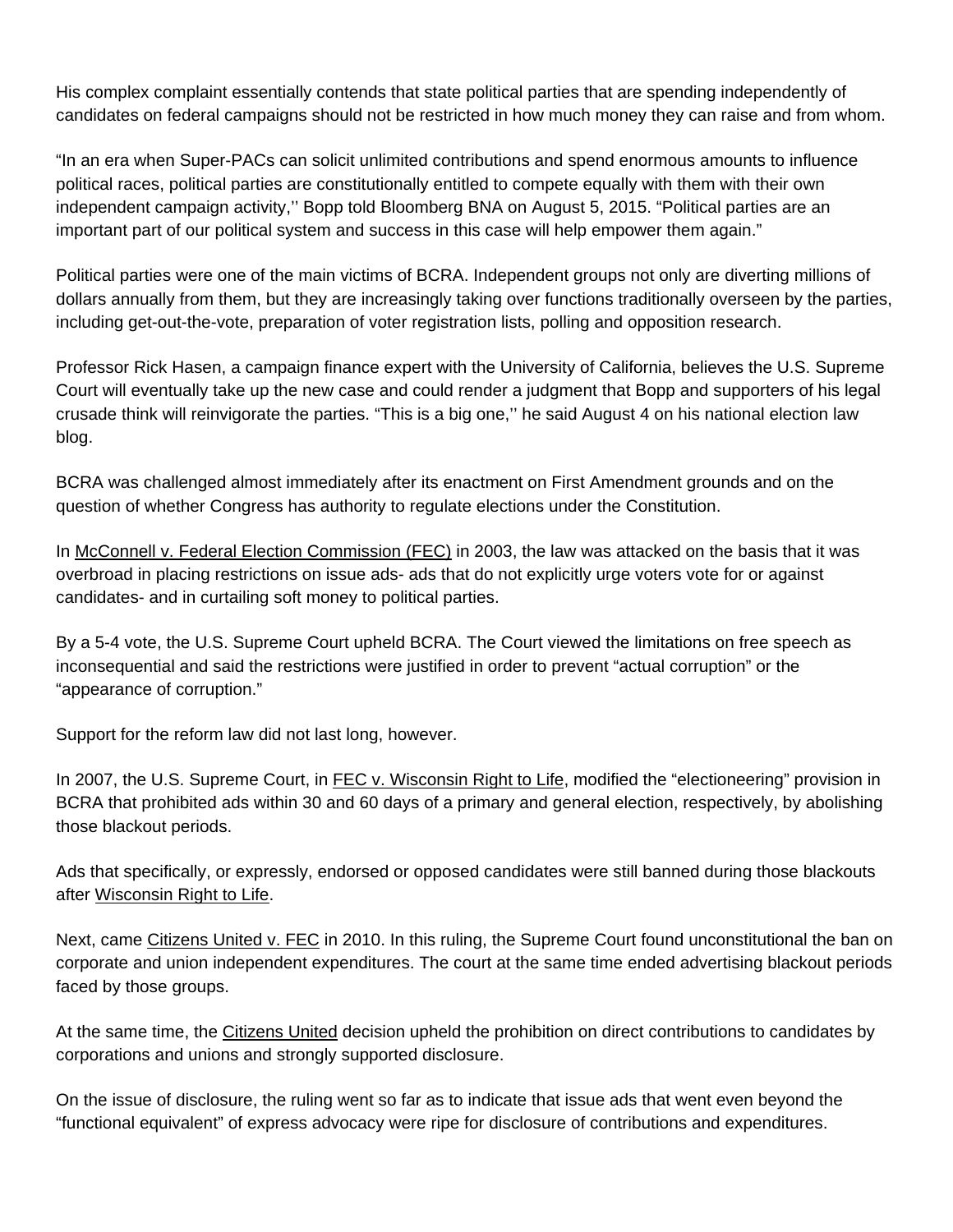His complex complaint essentially contends that state political parties that are spending independently of candidates on federal campaigns should not be restricted in how much money they can raise and from whom.

“In an era when Super-PACs can solicit unlimited contributions and spend enormous amounts to influence political races, political parties are constitutionally entitled to compete equally with them with their own independent campaign activity,'' Bopp told Bloomberg BNA on August 5, 2015. “Political parties are an important part of our political system and success in this case will help empower them again.”

Political parties were one of the main victims of BCRA. Independent groups not only are diverting millions of dollars annually from them, but they are increasingly taking over functions traditionally overseen by the parties, including get-out-the-vote, preparation of voter registration lists, polling and opposition research.

Professor Rick Hasen, a campaign finance expert with the University of California, believes the U.S. Supreme Court will eventually take up the new case and could render a judgment that Bopp and supporters of his legal crusade think will reinvigorate the parties. “This is a big one,'' he said August 4 on his national election law blog.

BCRA was challenged almost immediately after its enactment on First Amendment grounds and on the question of whether Congress has authority to regulate elections under the Constitution.

In McConnell v. Federal Election Commission (FEC) in 2003, the law was attacked on the basis that it was overbroad in placing restrictions on issue ads- ads that do not explicitly urge voters vote for or against candidates- and in curtailing soft money to political parties.

By a 5-4 vote, the U.S. Supreme Court upheld BCRA. The Court viewed the limitations on free speech as inconsequential and said the restrictions were justified in order to prevent “actual corruption” or the “appearance of corruption.”

Support for the reform law did not last long, however.

In 2007, the U.S. Supreme Court, in FEC v. Wisconsin Right to Life, modified the “electioneering” provision in BCRA that prohibited ads within 30 and 60 days of a primary and general election, respectively, by abolishing those blackout periods.

Ads that specifically, or expressly, endorsed or opposed candidates were still banned during those blackouts after Wisconsin Right to Life.

Next, came Citizens United v. FEC in 2010. In this ruling, the Supreme Court found unconstitutional the ban on corporate and union independent expenditures. The court at the same time ended advertising blackout periods faced by those groups.

At the same time, the Citizens United decision upheld the prohibition on direct contributions to candidates by corporations and unions and strongly supported disclosure.

On the issue of disclosure, the ruling went so far as to indicate that issue ads that went even beyond the “functional equivalent” of express advocacy were ripe for disclosure of contributions and expenditures.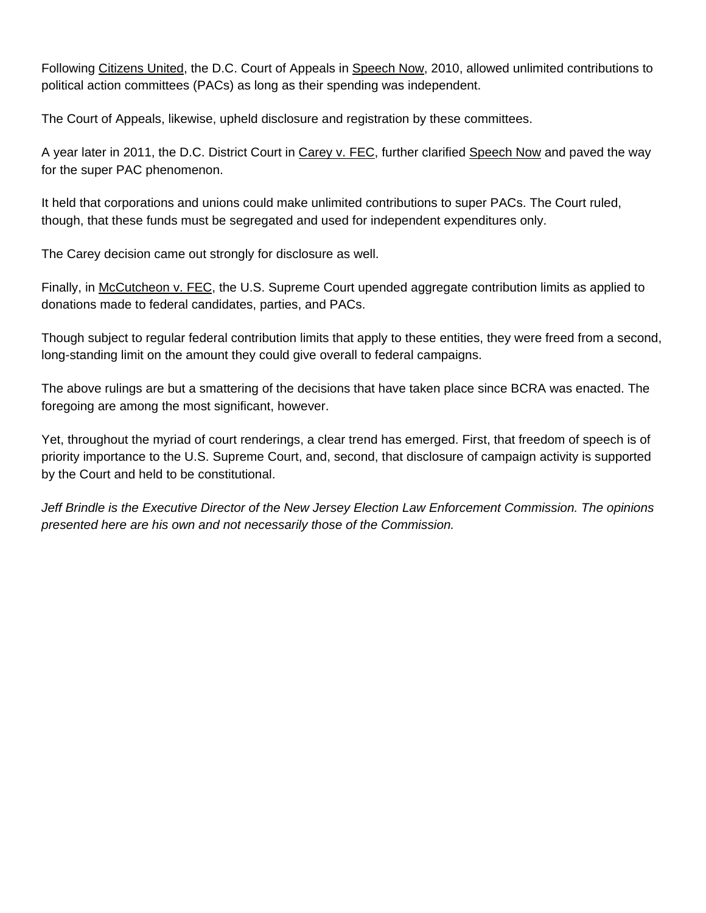Following Citizens United, the D.C. Court of Appeals in Speech Now, 2010, allowed unlimited contributions to political action committees (PACs) as long as their spending was independent.

The Court of Appeals, likewise, upheld disclosure and registration by these committees.

A year later in 2011, the D.C. District Court in Carey v. FEC, further clarified Speech Now and paved the way for the super PAC phenomenon.

It held that corporations and unions could make unlimited contributions to super PACs. The Court ruled, though, that these funds must be segregated and used for independent expenditures only.

The Carey decision came out strongly for disclosure as well.

Finally, in McCutcheon v. FEC, the U.S. Supreme Court upended aggregate contribution limits as applied to donations made to federal candidates, parties, and PACs.

Though subject to regular federal contribution limits that apply to these entities, they were freed from a second, long-standing limit on the amount they could give overall to federal campaigns.

The above rulings are but a smattering of the decisions that have taken place since BCRA was enacted. The foregoing are among the most significant, however.

Yet, throughout the myriad of court renderings, a clear trend has emerged. First, that freedom of speech is of priority importance to the U.S. Supreme Court, and, second, that disclosure of campaign activity is supported by the Court and held to be constitutional.

*Jeff Brindle is the Executive Director of the New Jersey Election Law Enforcement Commission. The opinions presented here are his own and not necessarily those of the Commission.*